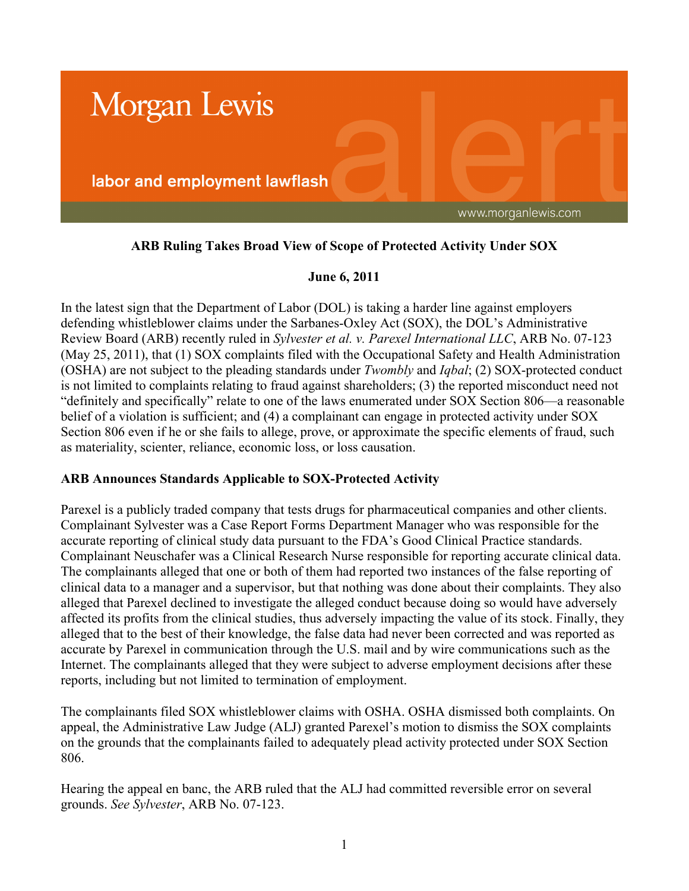Morgan Lewis

labor and employment lawflash

www.morganlewis.com

**ARB Ruling Takes Broad View of Scope of Protected Activity Under SOX**

**June 6, 2011**

In the latest sign that the Department of Labor (DOL) is taking a harder line against employers defending whistleblower claims under the Sarbanes-Oxley Act (SOX), the DOL's Administrative Review Board (ARB) recently ruled in *Sylvester et al. v. Parexel International LLC*, ARB No. 07-123 (May 25, 2011), that (1) SOX complaints filed with the Occupational Safety and Health Administration (OSHA) are not subject to the pleading standards under *Twombly* and *Iqbal*; (2) SOX-protected conduct is not limited to complaints relating to fraud against shareholders; (3) the reported misconduct need not "definitely and specifically" relate to one of the laws enumerated under SOX Section 806—a reasonable belief of a violation is sufficient; and (4) a complainant can engage in protected activity under SOX Section 806 even if he or she fails to allege, prove, or approximate the specific elements of fraud, such as materiality, scienter, reliance, economic loss, or loss causation.

**ARB Announces Standards Applicable to SOX-Protected Activity**

Parexel is a publicly traded company that tests drugs for pharmaceutical companies and other clients. Complainant Sylvester was a Case Report Forms Department Manager who was responsible for the accurate reporting of clinical study data pursuant to the FDA's Good Clinical Practice standards. Complainant Neuschafer was a Clinical Research Nurse responsible for reporting accurate clinical data. The complainants alleged that one or both of them had reported two instances of the false reporting of clinical data to a manager and a supervisor, but that nothing was done about their complaints. They also alleged that Parexel declined to investigate the alleged conduct because doing so would have adversely affected its profits from the clinical studies, thus adversely impacting the value of its stock. Finally, they alleged that to the best of their knowledge, the false data had never been corrected and was reported as accurate by Parexel in communication through the U.S. mail and by wire communications such as the Internet. The complainants alleged that they were subject to adverse employment decisions after these reports, including but not limited to termination of employment.

The complainants filed SOX whistleblower claims with OSHA. OSHA dismissed both complaints. On appeal, the Administrative Law Judge (ALJ) granted Parexel's motion to dismiss the SOX complaints on the grounds that the complainants failed to adequately plead activity protected under SOX Section 806.

Hearing the appeal en banc, the ARB ruled that the ALJ had committed reversible error on several grounds. *See Sylvester*, ARB No. 07-123.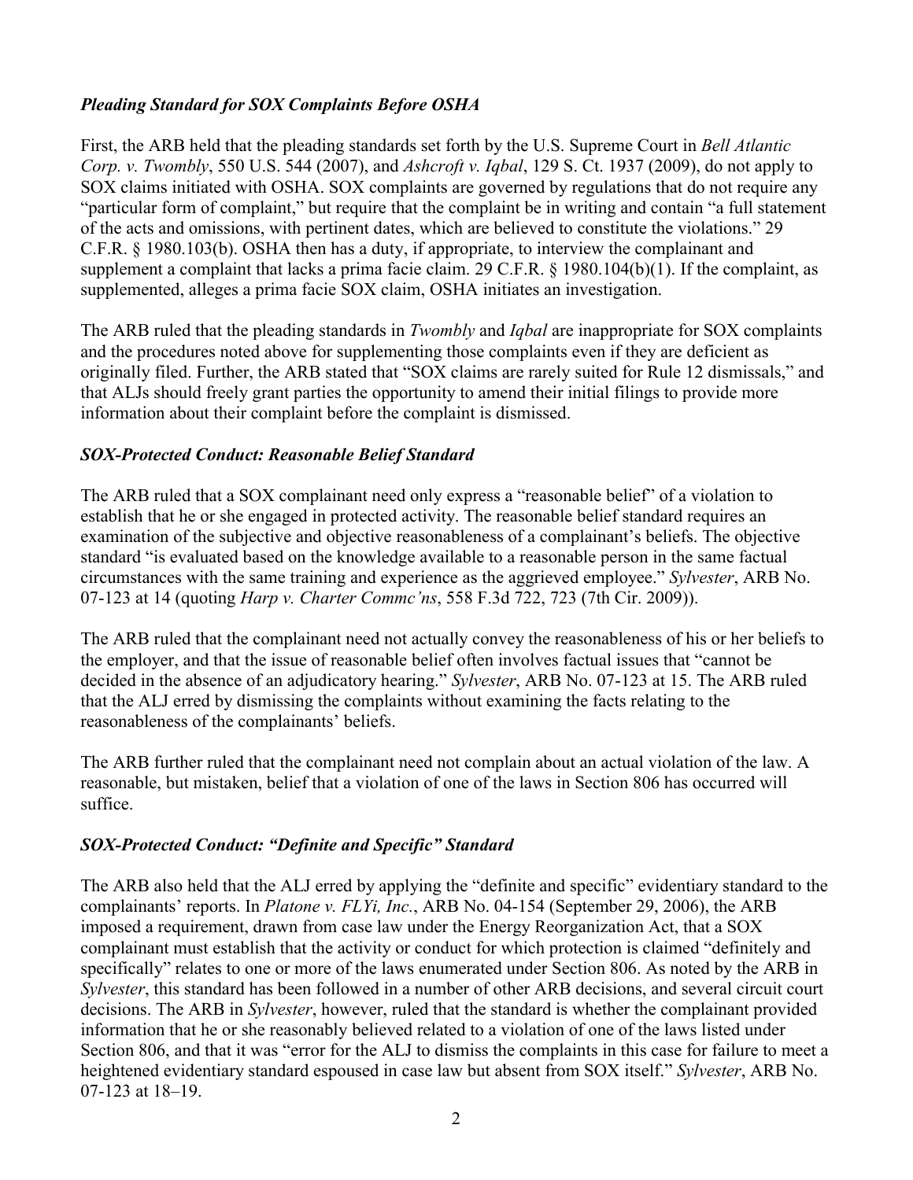### *Pleading Standard for SOX Complaints Before OSHA*

First, the ARB held that the pleading standards set forth by the U.S. Supreme Court in *Bell Atlantic Corp. v. Twombly*, 550 U.S. 544 (2007), and *Ashcroft v. Iqbal*, 129 S. Ct. 1937 (2009), do not apply to SOX claims initiated with OSHA. SOX complaints are governed by regulations that do not require any "particular form of complaint," but require that the complaint be in writing and contain "a full statement of the acts and omissions, with pertinent dates, which are believed to constitute the violations." 29 C.F.R. § 1980.103(b). OSHA then has a duty, if appropriate, to interview the complainant and supplement a complaint that lacks a prima facie claim. 29 C.F.R. § 1980.104(b)(1). If the complaint, as supplemented, alleges a prima facie SOX claim, OSHA initiates an investigation.

The ARB ruled that the pleading standards in *Twombly* and *Iqbal* are inappropriate for SOX complaints and the procedures noted above for supplementing those complaints even if they are deficient as originally filed. Further, the ARB stated that "SOX claims are rarely suited for Rule 12 dismissals," and that ALJs should freely grant parties the opportunity to amend their initial filings to provide more information about their complaint before the complaint is dismissed.

### *SOX-Protected Conduct: Reasonable Belief Standard*

The ARB ruled that a SOX complainant need only express a "reasonable belief" of a violation to establish that he or she engaged in protected activity. The reasonable belief standard requires an examination of the subjective and objective reasonableness of a complainant's beliefs. The objective standard "is evaluated based on the knowledge available to a reasonable person in the same factual circumstances with the same training and experience as the aggrieved employee." *Sylvester*, ARB No. 07-123 at 14 (quoting *Harp v. Charter Commc'ns*, 558 F.3d 722, 723 (7th Cir. 2009)).

The ARB ruled that the complainant need not actually convey the reasonableness of his or her beliefs to the employer, and that the issue of reasonable belief often involves factual issues that "cannot be decided in the absence of an adjudicatory hearing." *Sylvester*, ARB No. 07-123 at 15. The ARB ruled that the ALJ erred by dismissing the complaints without examining the facts relating to the reasonableness of the complainants' beliefs.

The ARB further ruled that the complainant need not complain about an actual violation of the law. A reasonable, but mistaken, belief that a violation of one of the laws in Section 806 has occurred will suffice.

### *SOX-Protected Conduct: "Definite and Specific" Standard*

The ARB also held that the ALJ erred by applying the "definite and specific" evidentiary standard to the complainants' reports. In *Platone v. FLYi, Inc.*, ARB No. 04-154 (September 29, 2006), the ARB imposed a requirement, drawn from case law under the Energy Reorganization Act, that a SOX complainant must establish that the activity or conduct for which protection is claimed "definitely and specifically" relates to one or more of the laws enumerated under Section 806. As noted by the ARB in *Sylvester*, this standard has been followed in a number of other ARB decisions, and several circuit court decisions. The ARB in *Sylvester*, however, ruled that the standard is whether the complainant provided information that he or she reasonably believed related to a violation of one of the laws listed under Section 806, and that it was "error for the ALJ to dismiss the complaints in this case for failure to meet a heightened evidentiary standard espoused in case law but absent from SOX itself." *Sylvester*, ARB No. 07-123 at 18–19.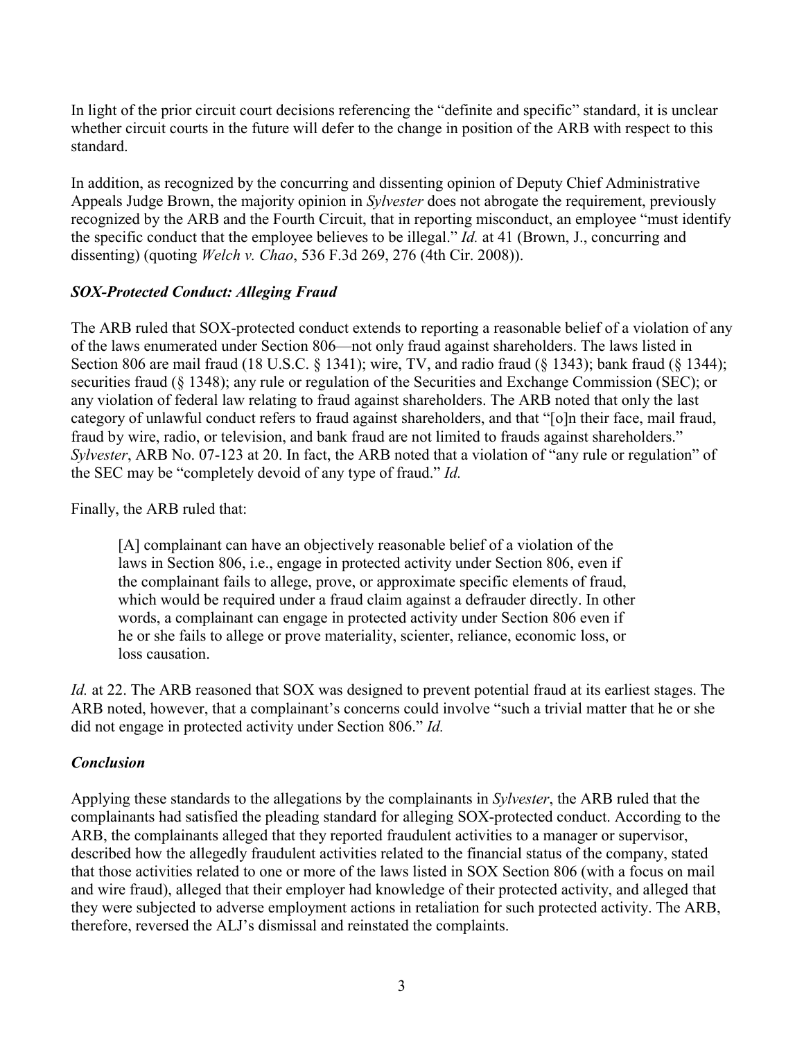In light of the prior circuit court decisions referencing the "definite and specific" standard, it is unclear whether circuit courts in the future will defer to the change in position of the ARB with respect to this standard.

In addition, as recognized by the concurring and dissenting opinion of Deputy Chief Administrative Appeals Judge Brown, the majority opinion in *Sylvester* does not abrogate the requirement, previously recognized by the ARB and the Fourth Circuit, that in reporting misconduct, an employee "must identify the specific conduct that the employee believes to be illegal." *Id.* at 41 (Brown, J., concurring and dissenting) (quoting *Welch v. Chao*, 536 F.3d 269, 276 (4th Cir. 2008)).

### *SOX-Protected Conduct: Alleging Fraud*

The ARB ruled that SOX-protected conduct extends to reporting a reasonable belief of a violation of any of the laws enumerated under Section 806—not only fraud against shareholders. The laws listed in Section 806 are mail fraud (18 U.S.C. § 1341); wire, TV, and radio fraud (§ 1343); bank fraud (§ 1344); securities fraud (§ 1348); any rule or regulation of the Securities and Exchange Commission (SEC); or any violation of federal law relating to fraud against shareholders. The ARB noted that only the last category of unlawful conduct refers to fraud against shareholders, and that "[o]n their face, mail fraud, fraud by wire, radio, or television, and bank fraud are not limited to frauds against shareholders." *Sylvester*, ARB No. 07-123 at 20. In fact, the ARB noted that a violation of "any rule or regulation" of the SEC may be "completely devoid of any type of fraud." *Id.*

Finally, the ARB ruled that:

> [A] complainant can have an objectively reasonable belief of a violation of the laws in Section 806, i.e., engage in protected activity under Section 806, even if the complainant fails to allege, prove, or approximate specific elements of fraud, which would be required under a fraud claim against a defrauder directly. In other words, a complainant can engage in protected activity under Section 806 even if he or she fails to allege or prove materiality, scienter, reliance, economic loss, or loss causation.

*Id.* at 22. The ARB reasoned that SOX was designed to prevent potential fraud at its earliest stages. The ARB noted, however, that a complainant's concerns could involve "such a trivial matter that he or she did not engage in protected activity under Section 806." *Id.*

### *Conclusion*

Applying these standards to the allegations by the complainants in *Sylvester*, the ARB ruled that the complainants had satisfied the pleading standard for alleging SOX-protected conduct. According to the ARB, the complainants alleged that they reported fraudulent activities to a manager or supervisor, described how the allegedly fraudulent activities related to the financial status of the company, stated that those activities related to one or more of the laws listed in SOX Section 806 (with a focus on mail and wire fraud), alleged that their employer had knowledge of their protected activity, and alleged that they were subjected to adverse employment actions in retaliation for such protected activity. The ARB, therefore, reversed the ALJ's dismissal and reinstated the complaints.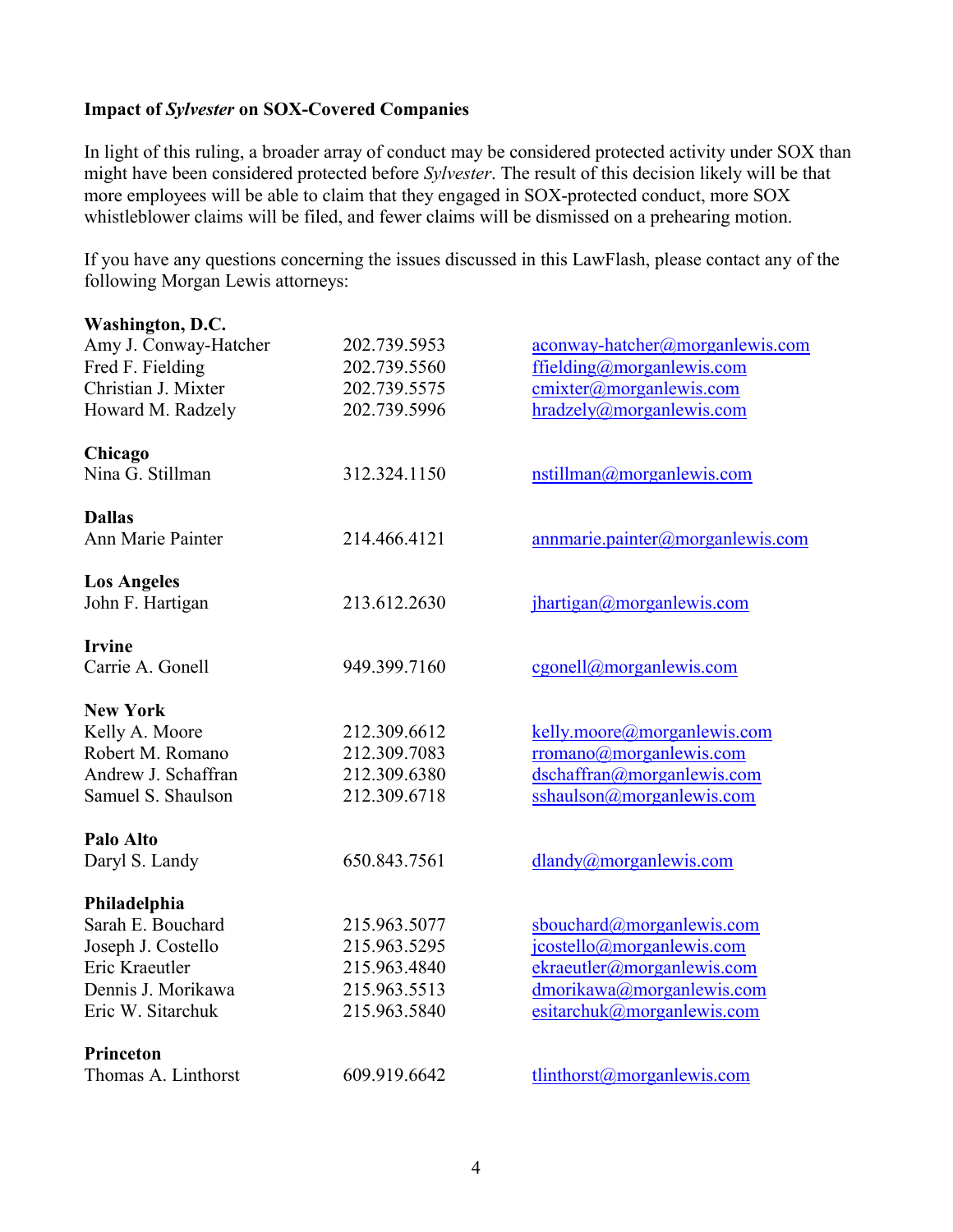**Impact of *Sylvester* on SOX-Covered Companies**

In light of this ruling, a broader array of conduct may be considered protected activity under SOX than might have been considered protected before *Sylvester*. The result of this decision likely will be that more employees will be able to claim that they engaged in SOX-protected conduct, more SOX whistleblower claims will be filed, and fewer claims will be dismissed on a prehearing motion.

If you have any questions concerning the issues discussed in this LawFlash, please contact any of the following Morgan Lewis attorneys:

**Washington, D.C.**

| | | |
|---|---|---|
| Amy J. Conway-Hatcher | 202.739.5953 | aconway-hatcher@morganlewis.com |
| Fred F. Fielding | 202.739.5560 | ffielding@morganlewis.com |
| Christian J. Mixter | 202.739.5575 | cmixter@morganlewis.com |
| Howard M. Radzely | 202.739.5996 | hradzely@morganlewis.com |

**Chicago**

| | | |
|---|---|---|
| Nina G. Stillman | 312.324.1150 | nstillman@morganlewis.com |

**Dallas**

| | | |
|---|---|---|
| Ann Marie Painter | 214.466.4121 | annmarie.painter@morganlewis.com |

**Los Angeles**

| | | |
|---|---|---|
| John F. Hartigan | 213.612.2630 | jhartigan@morganlewis.com |

**Irvine**

| | | |
|---|---|---|
| Carrie A. Gonell | 949.399.7160 | cgonell@morganlewis.com |

**New York**

| | | |
|---|---|---|
| Kelly A. Moore | 212.309.6612 | kelly.moore@morganlewis.com |
| Robert M. Romano | 212.309.7083 | rromano@morganlewis.com |
| Andrew J. Schaffran | 212.309.6380 | dschaffran@morganlewis.com |
| Samuel S. Shaulson | 212.309.6718 | sshaulson@morganlewis.com |

**Palo Alto**

| | | |
|---|---|---|
| Daryl S. Landy | 650.843.7561 | dlandy@morganlewis.com |

**Philadelphia**

| | | |
|---|---|---|
| Sarah E. Bouchard | 215.963.5077 | sbouchard@morganlewis.com |
| Joseph J. Costello | 215.963.5295 | jcostello@morganlewis.com |
| Eric Kraeutler | 215.963.4840 | ekraeutler@morganlewis.com |
| Dennis J. Morikawa | 215.963.5513 | dmorikawa@morganlewis.com |
| Eric W. Sitarchuk | 215.963.5840 | esitarchuk@morganlewis.com |

**Princeton**

| | | |
|---|---|---|
| Thomas A. Linthorst | 609.919.6642 | tlinthorst@morganlewis.com |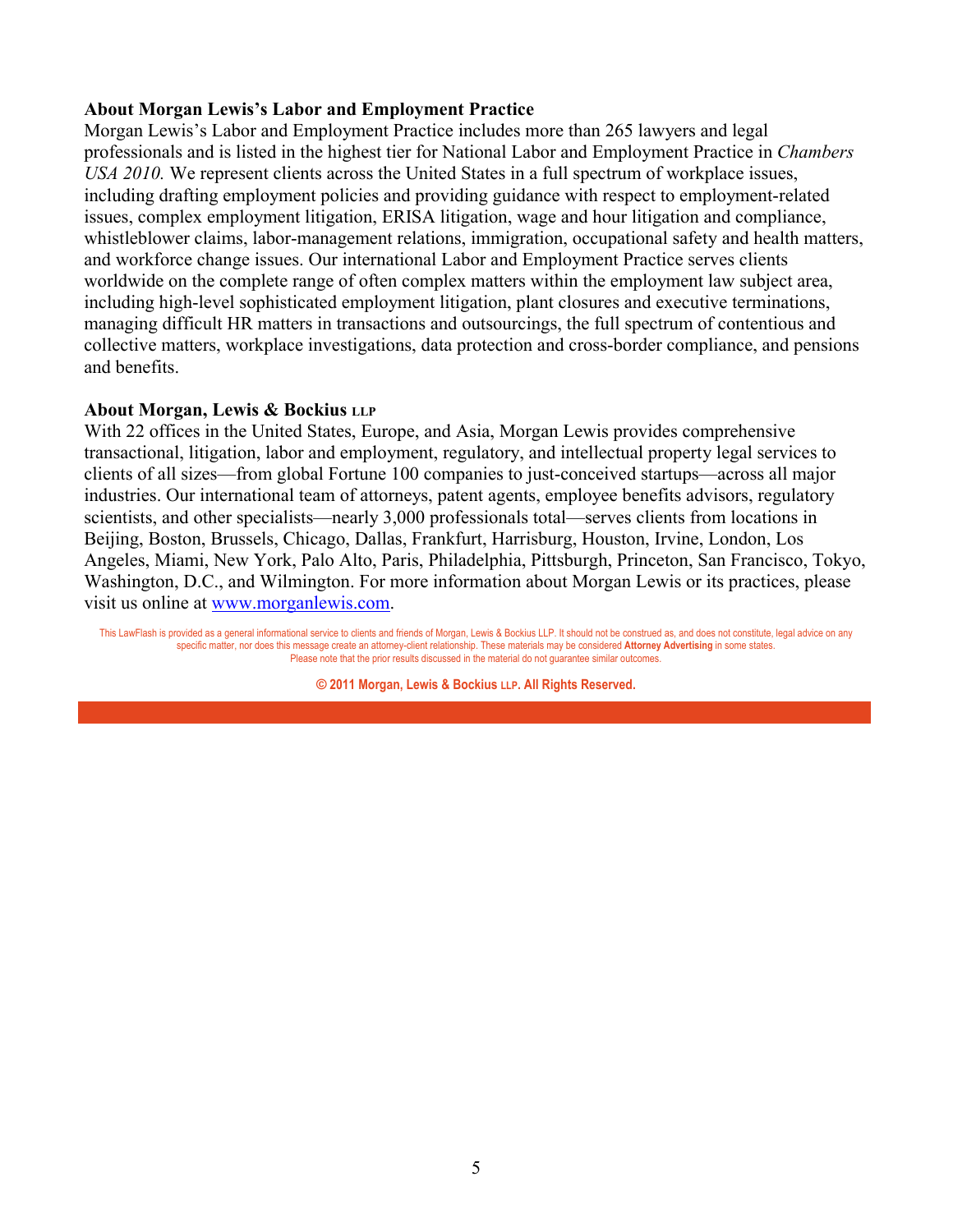**About Morgan Lewis's Labor and Employment Practice**

Morgan Lewis's Labor and Employment Practice includes more than 265 lawyers and legal professionals and is listed in the highest tier for National Labor and Employment Practice in *Chambers USA 2010.* We represent clients across the United States in a full spectrum of workplace issues, including drafting employment policies and providing guidance with respect to employment-related issues, complex employment litigation, ERISA litigation, wage and hour litigation and compliance, whistleblower claims, labor-management relations, immigration, occupational safety and health matters, and workforce change issues. Our international Labor and Employment Practice serves clients worldwide on the complete range of often complex matters within the employment law subject area, including high-level sophisticated employment litigation, plant closures and executive terminations, managing difficult HR matters in transactions and outsourcings, the full spectrum of contentious and collective matters, workplace investigations, data protection and cross-border compliance, and pensions and benefits.

**About Morgan, Lewis & Bockius LLP**

With 22 offices in the United States, Europe, and Asia, Morgan Lewis provides comprehensive transactional, litigation, labor and employment, regulatory, and intellectual property legal services to clients of all sizes—from global Fortune 100 companies to just-conceived startups—across all major industries. Our international team of attorneys, patent agents, employee benefits advisors, regulatory scientists, and other specialists—nearly 3,000 professionals total—serves clients from locations in Beijing, Boston, Brussels, Chicago, Dallas, Frankfurt, Harrisburg, Houston, Irvine, London, Los Angeles, Miami, New York, Palo Alto, Paris, Philadelphia, Pittsburgh, Princeton, San Francisco, Tokyo, Washington, D.C., and Wilmington. For more information about Morgan Lewis or its practices, please visit us online at [www.morganlewis.com](http://www.morganlewis.com).

This LawFlash is provided as a general informational service to clients and friends of Morgan, Lewis & Bockius LLP. It should not be construed as, and does not constitute, legal advice on any specific matter, nor does this message create an attorney-client relationship. These materials may be considered **Attorney Advertising** in some states. Please note that the prior results discussed in the material do not guarantee similar outcomes.

**© 2011 Morgan, Lewis & Bockius LLP. All Rights Reserved.**